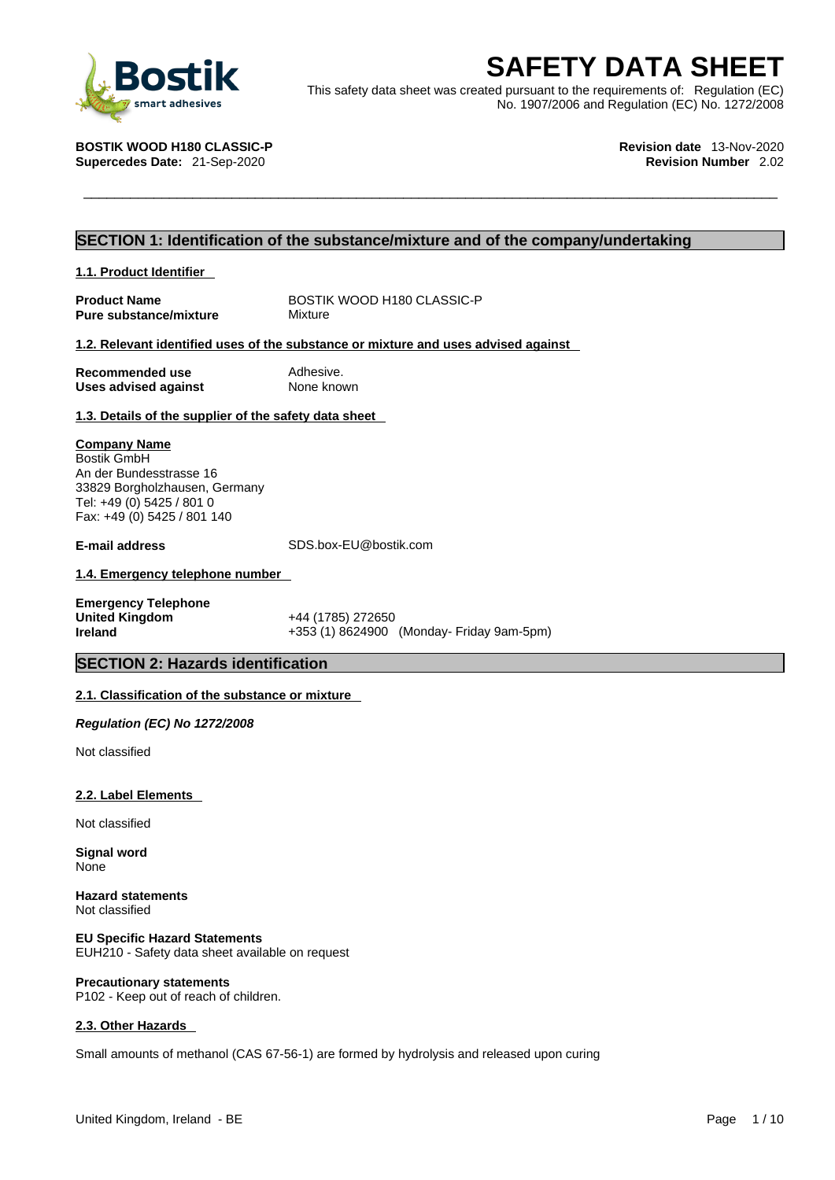# SAFETY DATA SHEET

This safety data sheet was created pursuant to the requirements of: Regulation (EC) No. 1907/2006 and Regulation (EC) No. 1272/2008

**BOSTIK WOOD H180 CLASSIC-P**
**Supercedes Date:** 21-Sep-2020

**Revision date** 13-Nov-2020
**Revision Number** 2.02

## SECTION 1: Identification of the substance/mixture and of the company/undertaking

### 1.1. Product Identifier

**Product Name** BOSTIK WOOD H180 CLASSIC-P
**Pure substance/mixture** Mixture

### 1.2. Relevant identified uses of the substance or mixture and uses advised against

**Recommended use** Adhesive.
**Uses advised against** None known

### 1.3. Details of the supplier of the safety data sheet

**Company Name**
Bostik GmbH
An der Bundesstrasse 16
33829 Borgholzhausen, Germany
Tel: +49 (0) 5425 / 801 0
Fax: +49 (0) 5425 / 801 140

**E-mail address** SDS.box-EU@bostik.com

### 1.4. Emergency telephone number

**Emergency Telephone**
**United Kingdom** +44 (1785) 272650
**Ireland** +353 (1) 8624900 (Monday- Friday 9am-5pm)

## SECTION 2: Hazards identification

### 2.1. Classification of the substance or mixture

***Regulation (EC) No 1272/2008***

Not classified

### 2.2. Label Elements

Not classified

**Signal word**
None

**Hazard statements**
Not classified

**EU Specific Hazard Statements**
EUH210 - Safety data sheet available on request

**Precautionary statements**
P102 - Keep out of reach of children.

### 2.3. Other Hazards

Small amounts of methanol (CAS 67-56-1) are formed by hydrolysis and released upon curing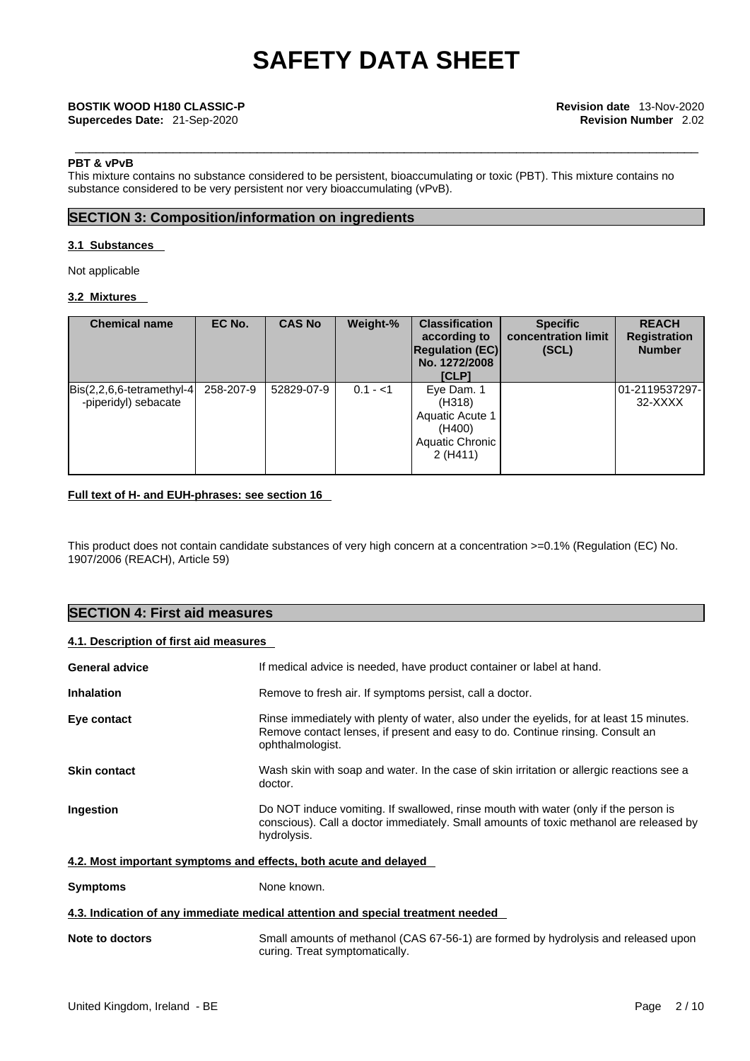**PBT & vPvB**

This mixture contains no substance considered to be persistent, bioaccumulating or toxic (PBT). This mixture contains no substance considered to be very persistent nor very bioaccumulating (vPvB).

## SECTION 3: Composition/information on ingredients

### 3.1 Substances

Not applicable

### 3.2 Mixtures

| Chemical name | EC No. | CAS No | Weight-% | Classification according to Regulation (EC) No. 1272/2008 [CLP] | Specific concentration limit (SCL) | REACH Registration Number |
|---|---|---|---|---|---|---|
| Bis(2,2,6,6-tetramethyl-4-piperidyl) sebacate | 258-207-9 | 52829-07-9 | 0.1 - <1 | Eye Dam. 1 (H318) Aquatic Acute 1 (H400) Aquatic Chronic 2 (H411) | | 01-2119537297-32-XXXX |

**Full text of H- and EUH-phrases: see section 16**

This product does not contain candidate substances of very high concern at a concentration >=0.1% (Regulation (EC) No. 1907/2006 (REACH), Article 59)

## SECTION 4: First aid measures

### 4.1. Description of first aid measures

**General advice** — If medical advice is needed, have product container or label at hand.

**Inhalation** — Remove to fresh air. If symptoms persist, call a doctor.

**Eye contact** — Rinse immediately with plenty of water, also under the eyelids, for at least 15 minutes. Remove contact lenses, if present and easy to do. Continue rinsing. Consult an ophthalmologist.

**Skin contact** — Wash skin with soap and water. In the case of skin irritation or allergic reactions see a doctor.

**Ingestion** — Do NOT induce vomiting. If swallowed, rinse mouth with water (only if the person is conscious). Call a doctor immediately. Small amounts of toxic methanol are released by hydrolysis.

### 4.2. Most important symptoms and effects, both acute and delayed

**Symptoms** — None known.

### 4.3. Indication of any immediate medical attention and special treatment needed

**Note to doctors** — Small amounts of methanol (CAS 67-56-1) are formed by hydrolysis and released upon curing. Treat symptomatically.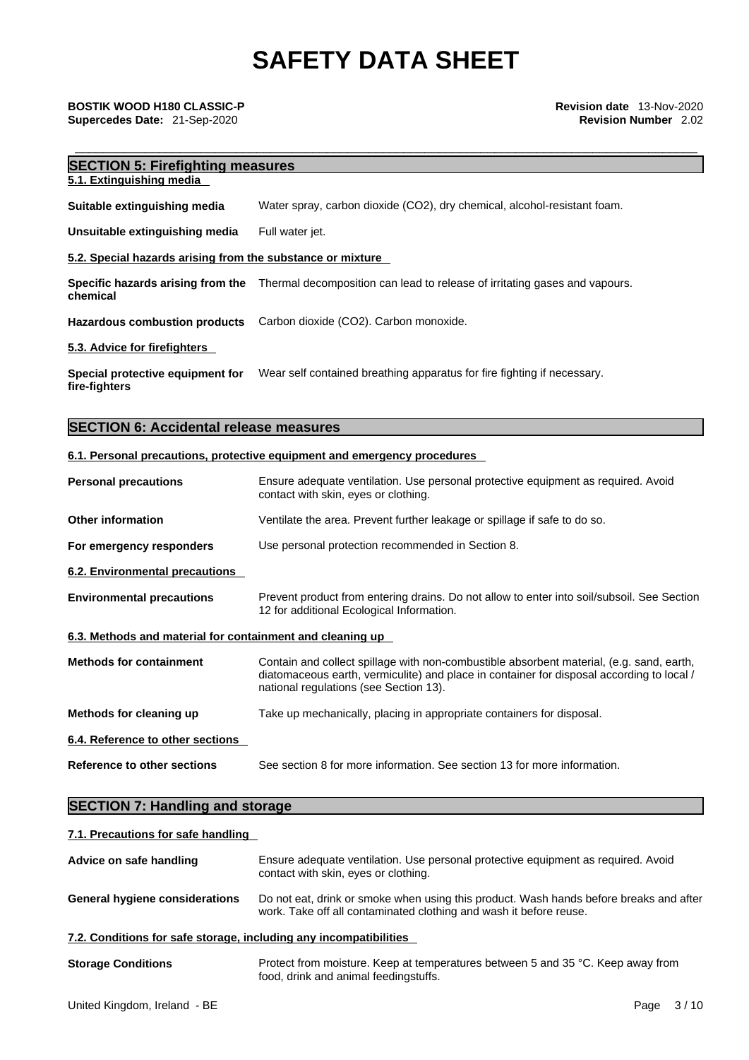## SECTION 5: Firefighting measures

### 5.1. Extinguishing media

**Suitable extinguishing media** Water spray, carbon dioxide ($CO_2$), dry chemical, alcohol-resistant foam.

**Unsuitable extinguishing media** Full water jet.

### 5.2. Special hazards arising from the substance or mixture

**Specific hazards arising from the chemical** Thermal decomposition can lead to release of irritating gases and vapours.

**Hazardous combustion products** Carbon dioxide ($CO_2$). Carbon monoxide.

### 5.3. Advice for firefighters

**Special protective equipment for fire-fighters** Wear self contained breathing apparatus for fire fighting if necessary.

## SECTION 6: Accidental release measures

### 6.1. Personal precautions, protective equipment and emergency procedures

**Personal precautions** Ensure adequate ventilation. Use personal protective equipment as required. Avoid contact with skin, eyes or clothing.

**Other information** Ventilate the area. Prevent further leakage or spillage if safe to do so.

**For emergency responders** Use personal protection recommended in Section 8.

### 6.2. Environmental precautions

**Environmental precautions** Prevent product from entering drains. Do not allow to enter into soil/subsoil. See Section 12 for additional Ecological Information.

### 6.3. Methods and material for containment and cleaning up

**Methods for containment** Contain and collect spillage with non-combustible absorbent material, (e.g. sand, earth, diatomaceous earth, vermiculite) and place in container for disposal according to local / national regulations (see Section 13).

**Methods for cleaning up** Take up mechanically, placing in appropriate containers for disposal.

### 6.4. Reference to other sections

**Reference to other sections** See section 8 for more information. See section 13 for more information.

## SECTION 7: Handling and storage

### 7.1. Precautions for safe handling

**Advice on safe handling** Ensure adequate ventilation. Use personal protective equipment as required. Avoid contact with skin, eyes or clothing.

**General hygiene considerations** Do not eat, drink or smoke when using this product. Wash hands before breaks and after work. Take off all contaminated clothing and wash it before reuse.

### 7.2. Conditions for safe storage, including any incompatibilities

**Storage Conditions** Protect from moisture. Keep at temperatures between 5 and 35 °C. Keep away from food, drink and animal feedingstuffs.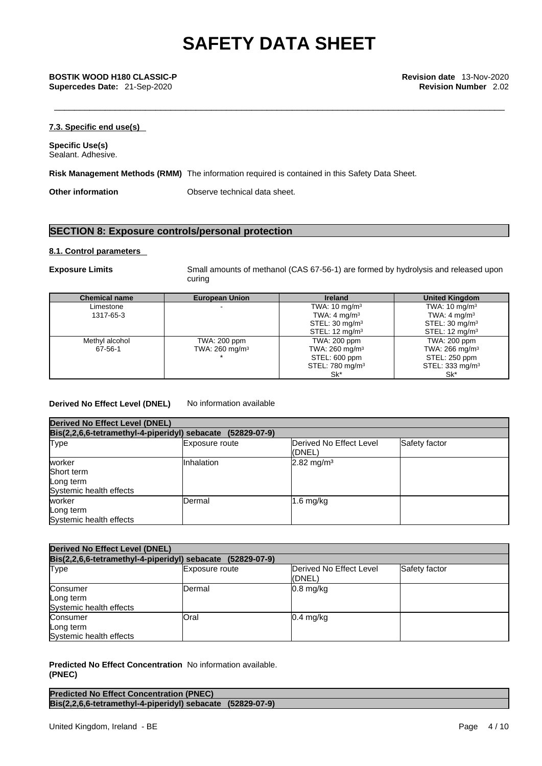### 7.3. Specific end use(s)

**Specific Use(s)**
Sealant. Adhesive.

**Risk Management Methods (RMM)** The information required is contained in this Safety Data Sheet.

**Other information** Observe technical data sheet.

## SECTION 8: Exposure controls/personal protection

### 8.1. Control parameters

**Exposure Limits** Small amounts of methanol (CAS 67-56-1) are formed by hydrolysis and released upon curing

| Chemical name | European Union | Ireland | United Kingdom |
|---|---|---|---|
| Limestone<br>1317-65-3 | - | TWA: 10 mg/m³<br>TWA: 4 mg/m³<br>STEL: 30 mg/m³<br>STEL: 12 mg/m³ | TWA: 10 mg/m³<br>TWA: 4 mg/m³<br>STEL: 30 mg/m³<br>STEL: 12 mg/m³ |
| Methyl alcohol<br>67-56-1 | TWA: 200 ppm<br>TWA: 260 mg/m³<br>* | TWA: 200 ppm<br>TWA: 260 mg/m³<br>STEL: 600 ppm<br>STEL: 780 mg/m³<br>Sk* | TWA: 200 ppm<br>TWA: 266 mg/m³<br>STEL: 250 ppm<br>STEL: 333 mg/m³<br>Sk* |

**Derived No Effect Level (DNEL)** No information available

**Derived No Effect Level (DNEL)**
**Bis(2,2,6,6-tetramethyl-4-piperidyl) sebacate (52829-07-9)**

| Type | Exposure route | Derived No Effect Level (DNEL) | Safety factor |
|---|---|---|---|
| worker<br>Short term<br>Long term<br>Systemic health effects | Inhalation | 2.82 mg/m³ | |
| worker<br>Long term<br>Systemic health effects | Dermal | 1.6 mg/kg | |

**Derived No Effect Level (DNEL)**
**Bis(2,2,6,6-tetramethyl-4-piperidyl) sebacate (52829-07-9)**

| Type | Exposure route | Derived No Effect Level (DNEL) | Safety factor |
|---|---|---|---|
| Consumer<br>Long term<br>Systemic health effects | Dermal | 0.8 mg/kg | |
| Consumer<br>Long term<br>Systemic health effects | Oral | 0.4 mg/kg | |

**Predicted No Effect Concentration (PNEC)** No information available.

**Predicted No Effect Concentration (PNEC)**
**Bis(2,2,6,6-tetramethyl-4-piperidyl) sebacate (52829-07-9)**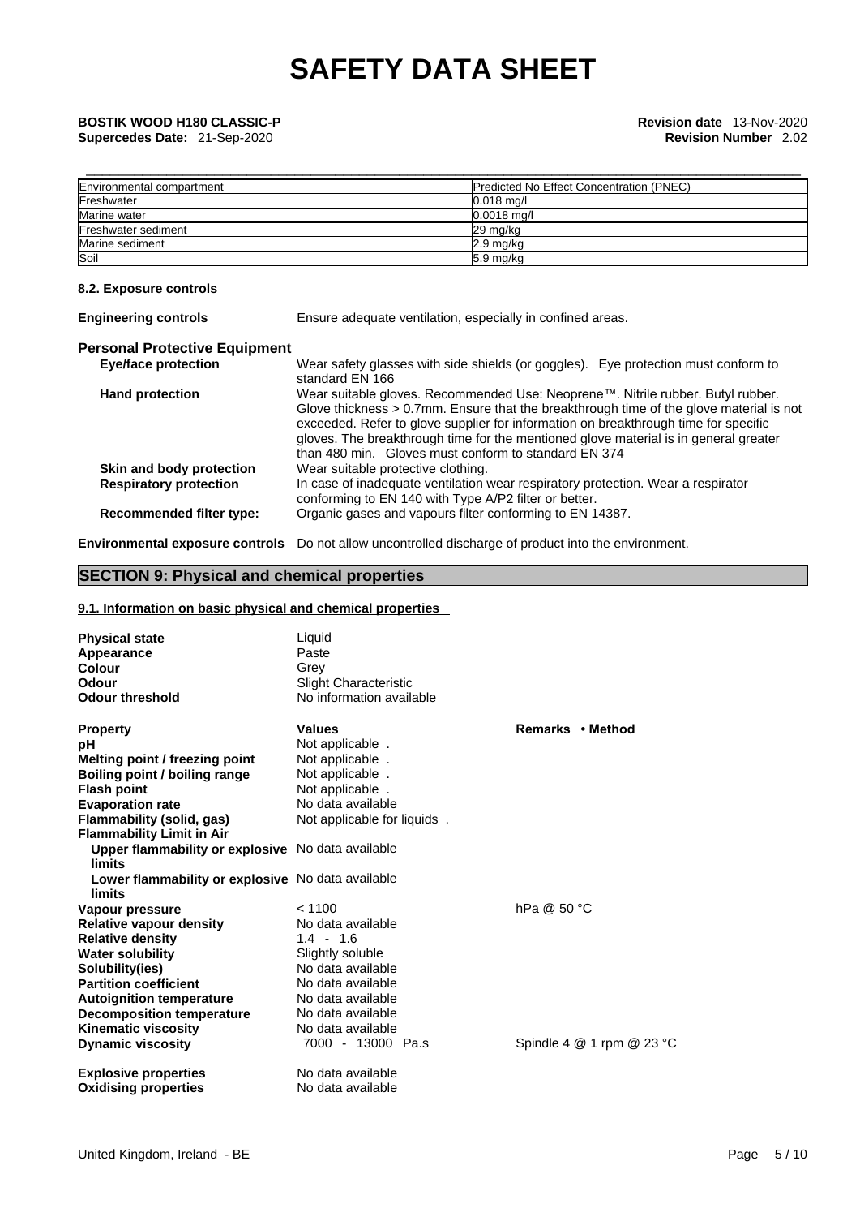| Environmental compartment | Predicted No Effect Concentration (PNEC) |
| --- | --- |
| Freshwater | 0.018 mg/l |
| Marine water | 0.0018 mg/l |
| Freshwater sediment | 29 mg/kg |
| Marine sediment | 2.9 mg/kg |
| Soil | 5.9 mg/kg |

### 8.2. Exposure controls

**Engineering controls** Ensure adequate ventilation, especially in confined areas.

**Personal Protective Equipment**

| | |
| --- | --- |
| **Eye/face protection** | Wear safety glasses with side shields (or goggles). Eye protection must conform to standard EN 166 |
| **Hand protection** | Wear suitable gloves. Recommended Use: Neoprene™. Nitrile rubber. Butyl rubber. Glove thickness > 0.7mm. Ensure that the breakthrough time of the glove material is not exceeded. Refer to glove supplier for information on breakthrough time for specific gloves. The breakthrough time for the mentioned glove material is in general greater than 480 min. Gloves must conform to standard EN 374 |
| **Skin and body protection** | Wear suitable protective clothing. |
| **Respiratory protection** | In case of inadequate ventilation wear respiratory protection. Wear a respirator conforming to EN 140 with Type A/P2 filter or better. |
| **Recommended filter type:** | Organic gases and vapours filter conforming to EN 14387. |

**Environmental exposure controls** Do not allow uncontrolled discharge of product into the environment.

## SECTION 9: Physical and chemical properties

### 9.1. Information on basic physical and chemical properties

| | |
| --- | --- |
| **Physical state** | Liquid |
| **Appearance** | Paste |
| **Colour** | Grey |
| **Odour** | Slight Characteristic |
| **Odour threshold** | No information available |

| **Property** | **Values** | **Remarks • Method** |
| --- | --- | --- |
| **pH** | Not applicable . | |
| **Melting point / freezing point** | Not applicable . | |
| **Boiling point / boiling range** | Not applicable . | |
| **Flash point** | Not applicable . | |
| **Evaporation rate** | No data available | |
| **Flammability (solid, gas)** | Not applicable for liquids . | |
| **Flammability Limit in Air** | | |
| **Upper flammability or explosive limits** | No data available | |
| **Lower flammability or explosive limits** | No data available | |
| **Vapour pressure** | < 1100 | hPa @ 50 °C |
| **Relative vapour density** | No data available | |
| **Relative density** | 1.4 - 1.6 | |
| **Water solubility** | Slightly soluble | |
| **Solubility(ies)** | No data available | |
| **Partition coefficient** | No data available | |
| **Autoignition temperature** | No data available | |
| **Decomposition temperature** | No data available | |
| **Kinematic viscosity** | No data available | |
| **Dynamic viscosity** | 7000 - 13000 Pa.s | Spindle 4 @ 1 rpm @ 23 °C |
| **Explosive properties** | No data available | |
| **Oxidising properties** | No data available | |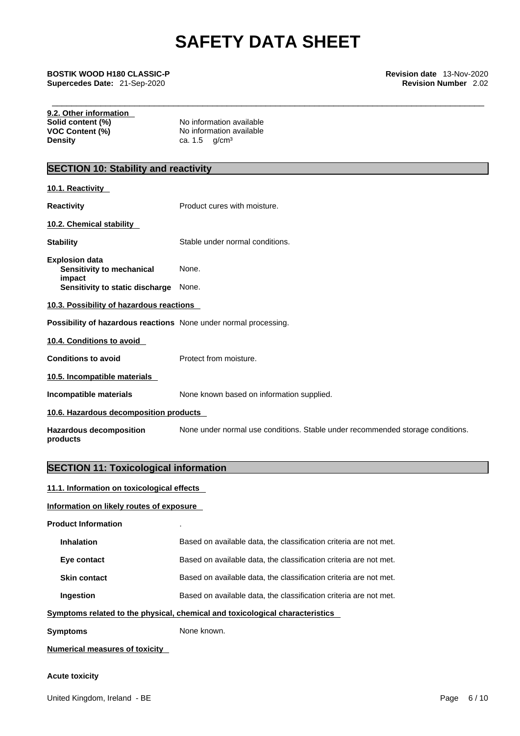**9.2. Other information**

| | |
|---|---|
| **Solid content (%)** | No information available |
| **VOC Content (%)** | No information available |
| **Density** | ca. 1.5 g/cm³ |

## SECTION 10: Stability and reactivity

**10.1. Reactivity**

| | |
|---|---|
| **Reactivity** | Product cures with moisture. |

**10.2. Chemical stability**

| | |
|---|---|
| **Stability** | Stable under normal conditions. |
| **Explosion data** | |
| **Sensitivity to mechanical impact** | None. |
| **Sensitivity to static discharge** | None. |

**10.3. Possibility of hazardous reactions**

| | |
|---|---|
| **Possibility of hazardous reactions** | None under normal processing. |

**10.4. Conditions to avoid**

| | |
|---|---|
| **Conditions to avoid** | Protect from moisture. |

**10.5. Incompatible materials**

| | |
|---|---|
| **Incompatible materials** | None known based on information supplied. |

**10.6. Hazardous decomposition products**

| | |
|---|---|
| **Hazardous decomposition products** | None under normal use conditions. Stable under recommended storage conditions. |

## SECTION 11: Toxicological information

**11.1. Information on toxicological effects**

**Information on likely routes of exposure**

| | |
|---|---|
| **Product Information** | . |
| **Inhalation** | Based on available data, the classification criteria are not met. |
| **Eye contact** | Based on available data, the classification criteria are not met. |
| **Skin contact** | Based on available data, the classification criteria are not met. |
| **Ingestion** | Based on available data, the classification criteria are not met. |

**Symptoms related to the physical, chemical and toxicological characteristics**

| | |
|---|---|
| **Symptoms** | None known. |

**Numerical measures of toxicity**

**Acute toxicity**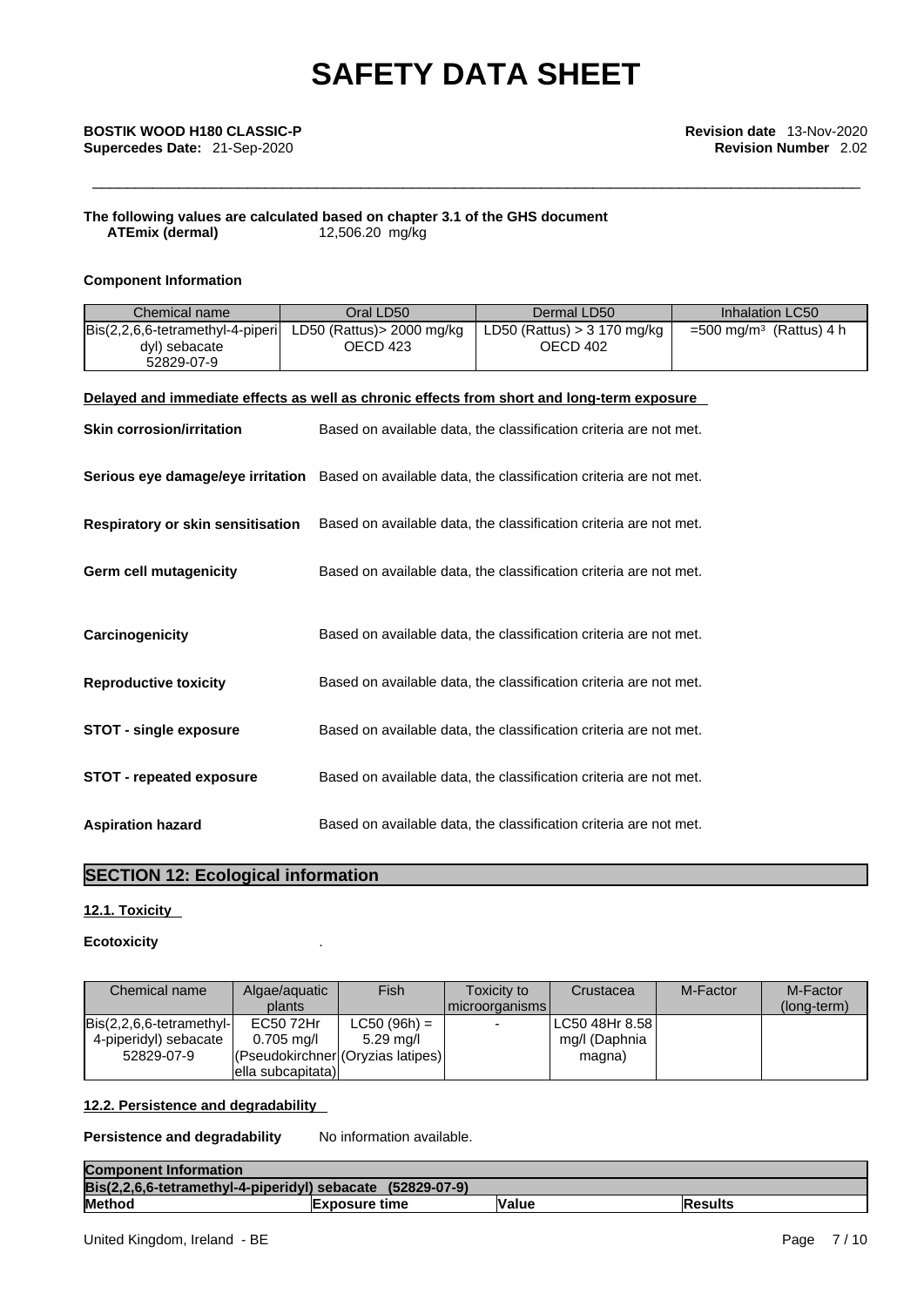**The following values are calculated based on chapter 3.1 of the GHS document**

**ATEmix (dermal)** 12,506.20 mg/kg

**Component Information**

| Chemical name | Oral LD50 | Dermal LD50 | Inhalation LC50 |
|---|---|---|---|
| Bis(2,2,6,6-tetramethyl-4-piperidyl) sebacate 52829-07-9 | LD50 (Rattus)> 2000 mg/kg OECD 423 | LD50 (Rattus) > 3 170 mg/kg OECD 402 | =500 mg/m³ (Rattus) 4 h |

**Delayed and immediate effects as well as chronic effects from short and long-term exposure**

**Skin corrosion/irritation** Based on available data, the classification criteria are not met.

**Serious eye damage/eye irritation** Based on available data, the classification criteria are not met.

**Respiratory or skin sensitisation** Based on available data, the classification criteria are not met.

**Germ cell mutagenicity** Based on available data, the classification criteria are not met.

**Carcinogenicity** Based on available data, the classification criteria are not met.

**Reproductive toxicity** Based on available data, the classification criteria are not met.

**STOT - single exposure** Based on available data, the classification criteria are not met.

**STOT - repeated exposure** Based on available data, the classification criteria are not met.

**Aspiration hazard** Based on available data, the classification criteria are not met.

## SECTION 12: Ecological information

### 12.1. Toxicity

**Ecotoxicity** .

| Chemical name | Algae/aquatic plants | Fish | Toxicity to microorganisms | Crustacea | M-Factor | M-Factor (long-term) |
|---|---|---|---|---|---|---|
| Bis(2,2,6,6-tetramethyl-4-piperidyl) sebacate 52829-07-9 | EC50 72Hr 0.705 mg/l (Pseudokirchnerella subcapitata) | LC50 (96h) = 5.29 mg/l (Oryzias latipes) | - | LC50 48Hr 8.58 mg/l (Daphnia magna) | | |

### 12.2. Persistence and degradability

**Persistence and degradability** No information available.

| **Component Information** | | | |
|---|---|---|---|
| **Bis(2,2,6,6-tetramethyl-4-piperidyl) sebacate (52829-07-9)** | | | |
| **Method** | **Exposure time** | **Value** | **Results** |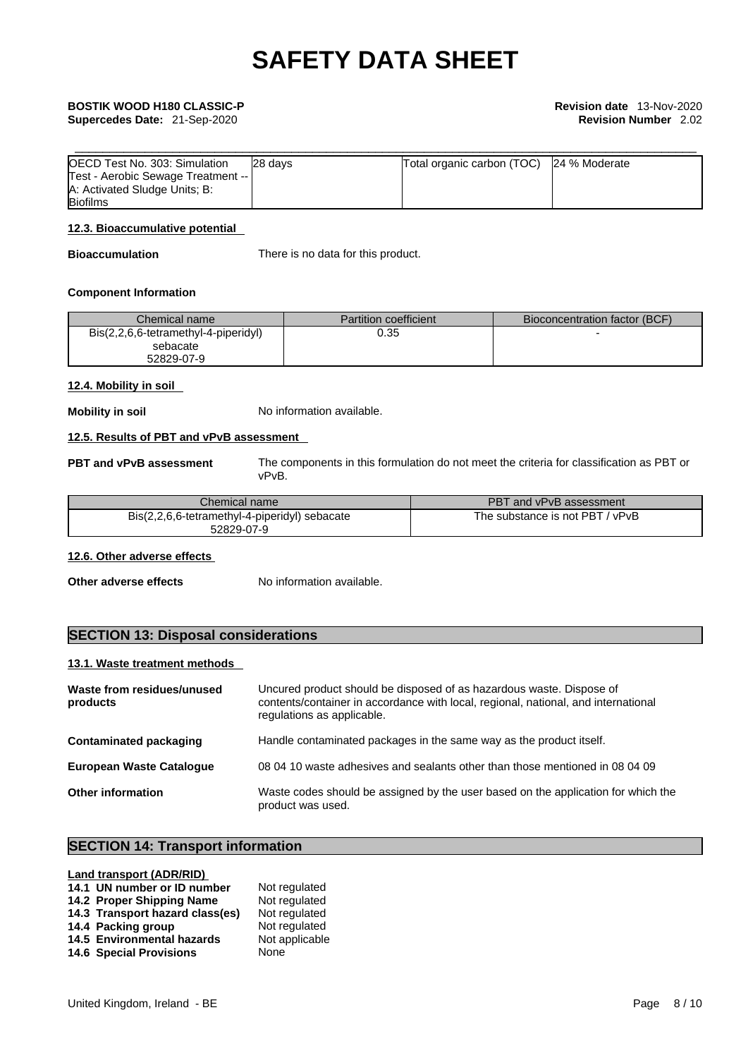| OECD Test No. 303: Simulation Test - Aerobic Sewage Treatment -- A: Activated Sludge Units; B: Biofilms | 28 days | Total organic carbon (TOC) | 24 % Moderate |
|---|---|---|---|

#### 12.3. Bioaccumulative potential

**Bioaccumulation** There is no data for this product.

**Component Information**

| Chemical name | Partition coefficient | Bioconcentration factor (BCF) |
|---|---|---|
| Bis(2,2,6,6-tetramethyl-4-piperidyl) sebacate 52829-07-9 | 0.35 | - |

#### 12.4. Mobility in soil

**Mobility in soil** No information available.

#### 12.5. Results of PBT and vPvB assessment

**PBT and vPvB assessment** The components in this formulation do not meet the criteria for classification as PBT or vPvB.

| Chemical name | PBT and vPvB assessment |
|---|---|
| Bis(2,2,6,6-tetramethyl-4-piperidyl) sebacate 52829-07-9 | The substance is not PBT / vPvB |

#### 12.6. Other adverse effects

**Other adverse effects** No information available.

## SECTION 13: Disposal considerations

#### 13.1. Waste treatment methods

**Waste from residues/unused products** Uncured product should be disposed of as hazardous waste. Dispose of contents/container in accordance with local, regional, national, and international regulations as applicable.

**Contaminated packaging** Handle contaminated packages in the same way as the product itself.

**European Waste Catalogue** 08 04 10 waste adhesives and sealants other than those mentioned in 08 04 09

**Other information** Waste codes should be assigned by the user based on the application for which the product was used.

## SECTION 14: Transport information

**Land transport (ADR/RID)**

**14.1 UN number or ID number** Not regulated
**14.2 Proper Shipping Name** Not regulated
**14.3 Transport hazard class(es)** Not regulated
**14.4 Packing group** Not regulated
**14.5 Environmental hazards** Not applicable
**14.6 Special Provisions** None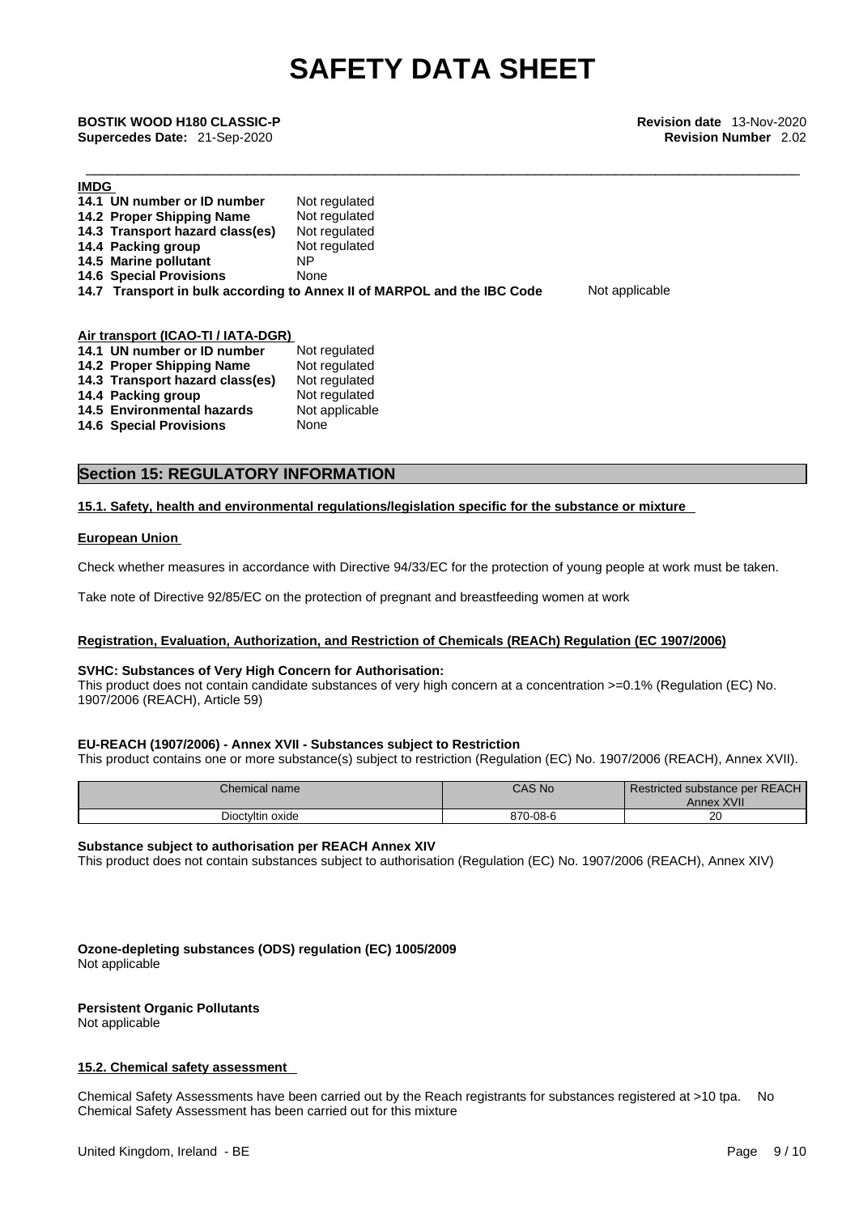#### IMDG

| | |
|---|---|
| 14.1 UN number or ID number | Not regulated |
| 14.2 Proper Shipping Name | Not regulated |
| 14.3 Transport hazard class(es) | Not regulated |
| 14.4 Packing group | Not regulated |
| 14.5 Marine pollutant | NP |
| 14.6 Special Provisions | None |
| 14.7 Transport in bulk according to Annex II of MARPOL and the IBC Code | Not applicable |

#### Air transport (ICAO-TI / IATA-DGR)

| | |
|---|---|
| 14.1 UN number or ID number | Not regulated |
| 14.2 Proper Shipping Name | Not regulated |
| 14.3 Transport hazard class(es) | Not regulated |
| 14.4 Packing group | Not regulated |
| 14.5 Environmental hazards | Not applicable |
| 14.6 Special Provisions | None |

## Section 15: REGULATORY INFORMATION

### 15.1. Safety, health and environmental regulations/legislation specific for the substance or mixture

#### European Union

Check whether measures in accordance with Directive 94/33/EC for the protection of young people at work must be taken.

Take note of Directive 92/85/EC on the protection of pregnant and breastfeeding women at work

#### Registration, Evaluation, Authorization, and Restriction of Chemicals (REACh) Regulation (EC 1907/2006)

**SVHC: Substances of Very High Concern for Authorisation:**
This product does not contain candidate substances of very high concern at a concentration >=0.1% (Regulation (EC) No. 1907/2006 (REACH), Article 59)

**EU-REACH (1907/2006) - Annex XVII - Substances subject to Restriction**
This product contains one or more substance(s) subject to restriction (Regulation (EC) No. 1907/2006 (REACH), Annex XVII).

| Chemical name | CAS No | Restricted substance per REACH Annex XVII |
|---|---|---|
| Dioctyltin oxide | 870-08-6 | 20 |

**Substance subject to authorisation per REACH Annex XIV**
This product does not contain substances subject to authorisation (Regulation (EC) No. 1907/2006 (REACH), Annex XIV)

**Ozone-depleting substances (ODS) regulation (EC) 1005/2009**
Not applicable

**Persistent Organic Pollutants**
Not applicable

### 15.2. Chemical safety assessment

Chemical Safety Assessments have been carried out by the Reach registrants for substances registered at >10 tpa. No Chemical Safety Assessment has been carried out for this mixture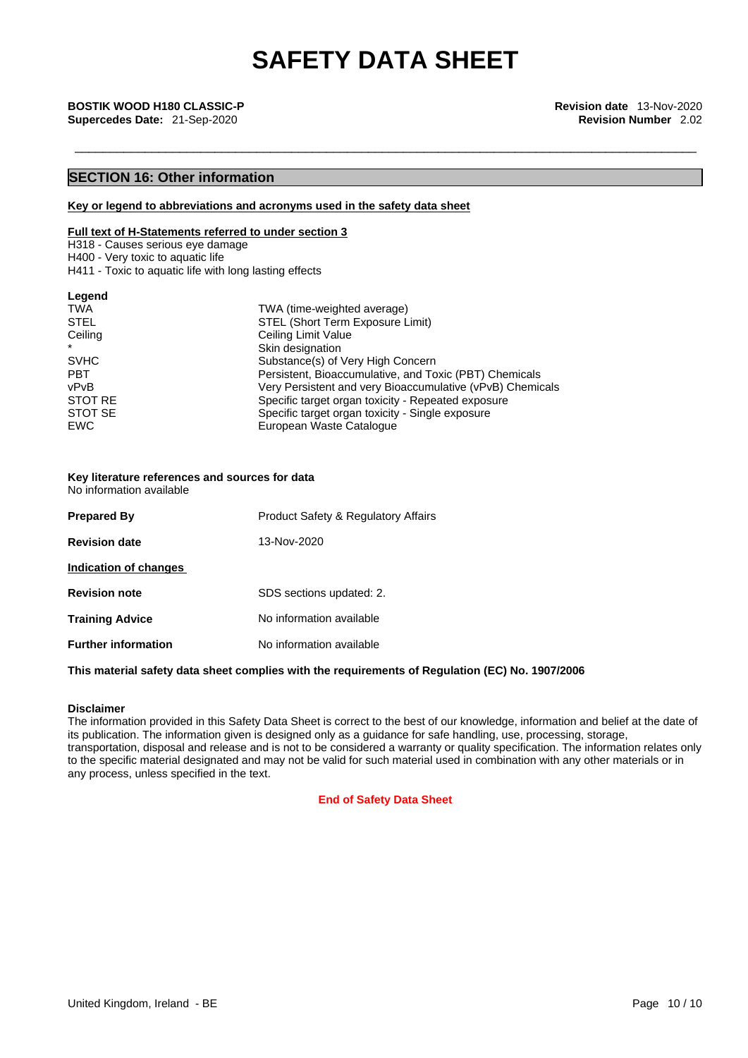# SAFETY DATA SHEET

**BOSTIK WOOD H180 CLASSIC-P**
**Supercedes Date:** 21-Sep-2020

**Revision date** 13-Nov-2020
**Revision Number** 2.02

## SECTION 16: Other information

**Key or legend to abbreviations and acronyms used in the safety data sheet**

**Full text of H-Statements referred to under section 3**

H318 - Causes serious eye damage
H400 - Very toxic to aquatic life
H411 - Toxic to aquatic life with long lasting effects

**Legend**

| | |
|---|---|
| TWA | TWA (time-weighted average) |
| STEL | STEL (Short Term Exposure Limit) |
| Ceiling | Ceiling Limit Value |
| * | Skin designation |
| SVHC | Substance(s) of Very High Concern |
| PBT | Persistent, Bioaccumulative, and Toxic (PBT) Chemicals |
| vPvB | Very Persistent and very Bioaccumulative (vPvB) Chemicals |
| STOT RE | Specific target organ toxicity - Repeated exposure |
| STOT SE | Specific target organ toxicity - Single exposure |
| EWC | European Waste Catalogue |

**Key literature references and sources for data**
No information available

**Prepared By** Product Safety & Regulatory Affairs

**Revision date** 13-Nov-2020

**Indication of changes**

**Revision note** SDS sections updated: 2.

**Training Advice** No information available

**Further information** No information available

**This material safety data sheet complies with the requirements of Regulation (EC) No. 1907/2006**

**Disclaimer**
The information provided in this Safety Data Sheet is correct to the best of our knowledge, information and belief at the date of its publication. The information given is designed only as a guidance for safe handling, use, processing, storage, transportation, disposal and release and is not to be considered a warranty or quality specification. The information relates only to the specific material designated and may not be valid for such material used in combination with any other materials or in any process, unless specified in the text.

**End of Safety Data Sheet**

United Kingdom, Ireland - BE